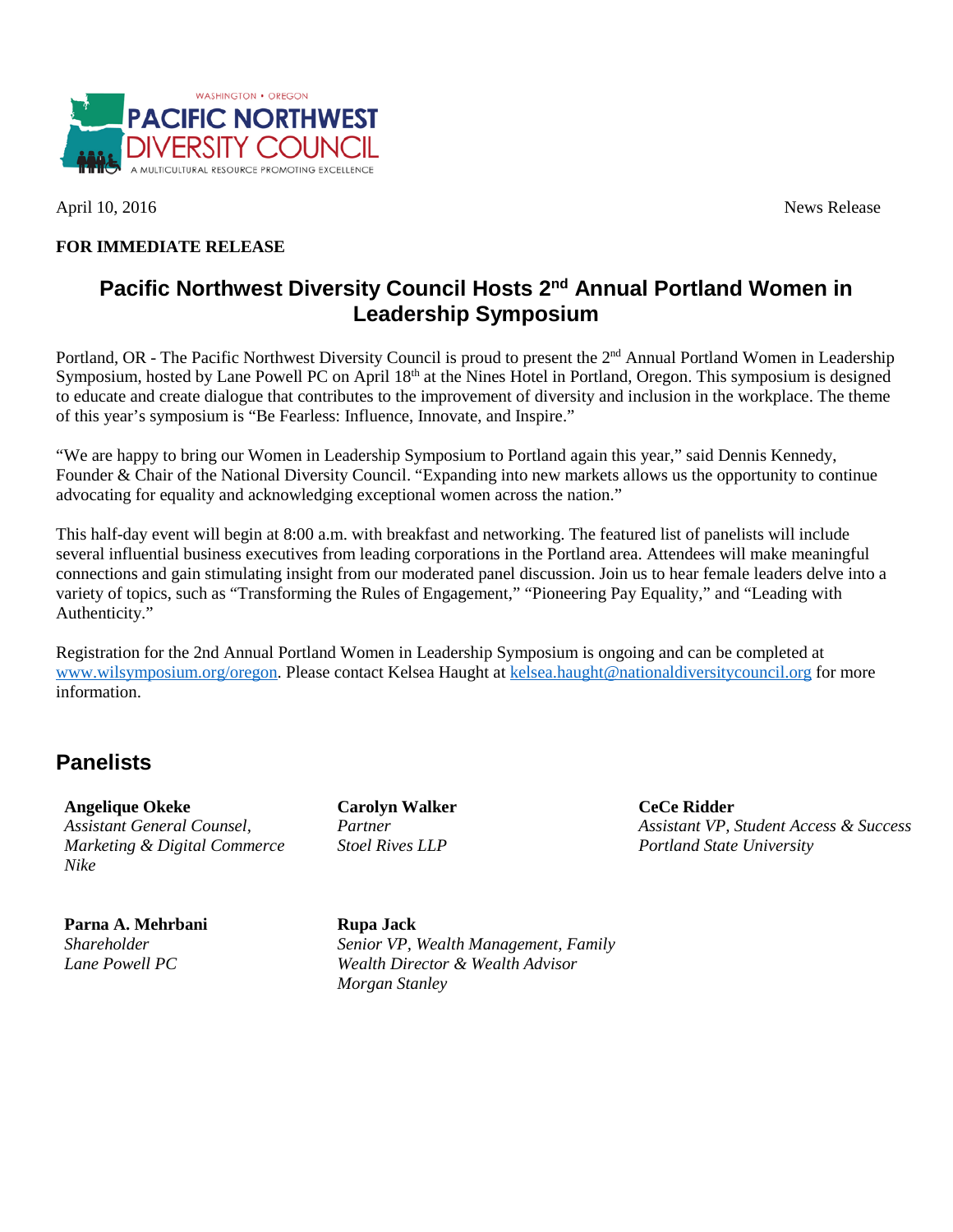April 10, 2016 News Release

**FOR IMMEDIATE RELEASE**

# Pacific Northwest Diversity Council Hosts 2nd Annual Portland Women in Leadership Symposium

Portland, OR - The Pacific Northwest Diversity Council is proud to present the 2nd Annual Portland Women in Leadership Symposium, hosted by Lane Powell PC on April 18th at the Nines Hotel in Portland, Oregon. This symposium is designed to educate and create dialogue that contributes to the improvement of diversity and inclusion in the workplace. The theme of this year's symposium is "Be Fearless: Influence, Innovate, and Inspire."

"We are happy to bring our Women in Leadership Symposium to Portland again this year," said Dennis Kennedy, Founder & Chair of the National Diversity Council. "Expanding into new markets allows us the opportunity to continue advocating for equality and acknowledging exceptional women across the nation."

This half-day event will begin at 8:00 a.m. with breakfast and networking. The featured list of panelists will include several influential business executives from leading corporations in the Portland area. Attendees will make meaningful connections and gain stimulating insight from our moderated panel discussion. Join us to hear female leaders delve into a variety of topics, such as "Transforming the Rules of Engagement," "Pioneering Pay Equality," and "Leading with Authenticity."

Registration for the 2nd Annual Portland Women in Leadership Symposium is ongoing and can be completed at www.wilsymposium.org/oregon. Please contact Kelsea Haught at kelsea.haught@nationaldiversitycouncil.org for more information.

## Panelists

**Angelique Okeke**
*Assistant General Counsel, Marketing & Digital Commerce*
*Nike*

**Carolyn Walker**
*Partner*
*Stoel Rives LLP*

**CeCe Ridder**
*Assistant VP, Student Access & Success*
*Portland State University*

**Parna A. Mehrbani**
*Shareholder*
*Lane Powell PC*

**Rupa Jack**
*Senior VP, Wealth Management, Family Wealth Director & Wealth Advisor*
*Morgan Stanley*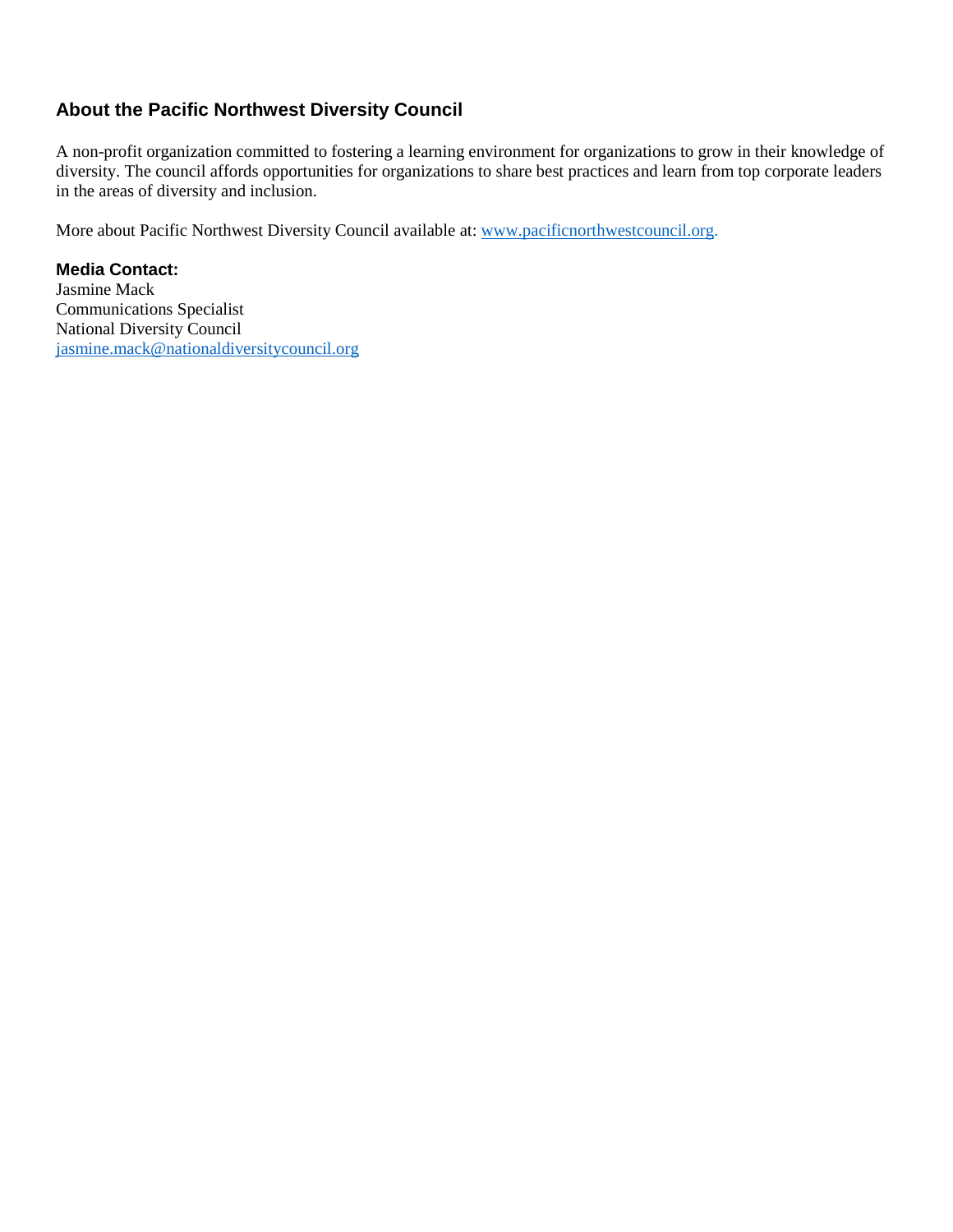## About the Pacific Northwest Diversity Council

A non-profit organization committed to fostering a learning environment for organizations to grow in their knowledge of diversity. The council affords opportunities for organizations to share best practices and learn from top corporate leaders in the areas of diversity and inclusion.

More about Pacific Northwest Diversity Council available at: www.pacificnorthwestcouncil.org.

**Media Contact:**
Jasmine Mack
Communications Specialist
National Diversity Council
jasmine.mack@nationaldiversitycouncil.org